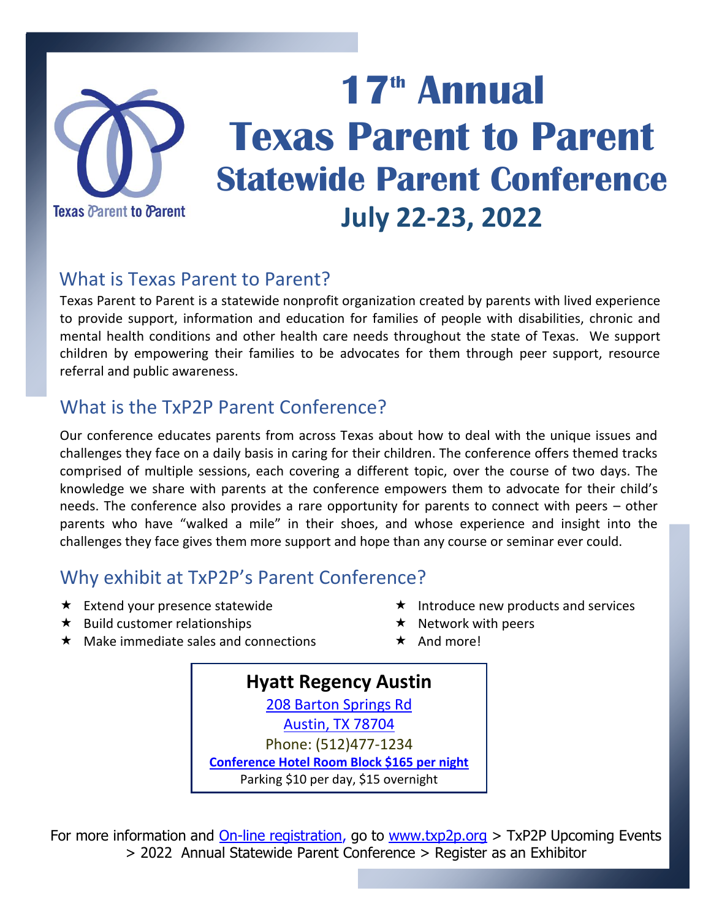Texas Parent to Parent

# 17th Annual Texas Parent to Parent Statewide Parent Conference

## July 22-23, 2022

## What is Texas Parent to Parent?

Texas Parent to Parent is a statewide nonprofit organization created by parents with lived experience to provide support, information and education for families of people with disabilities, chronic and mental health conditions and other health care needs throughout the state of Texas. We support children by empowering their families to be advocates for them through peer support, resource referral and public awareness.

## What is the TxP2P Parent Conference?

Our conference educates parents from across Texas about how to deal with the unique issues and challenges they face on a daily basis in caring for their children. The conference offers themed tracks comprised of multiple sessions, each covering a different topic, over the course of two days. The knowledge we share with parents at the conference empowers them to advocate for their child's needs. The conference also provides a rare opportunity for parents to connect with peers – other parents who have "walked a mile" in their shoes, and whose experience and insight into the challenges they face gives them more support and hope than any course or seminar ever could.

## Why exhibit at TxP2P's Parent Conference?

- Extend your presence statewide
- Build customer relationships
- Make immediate sales and connections
- Introduce new products and services
- Network with peers
- And more!

**Hyatt Regency Austin**
208 Barton Springs Rd
Austin, TX 78704
Phone: (512)477-1234
**Conference Hotel Room Block $165 per night**
Parking $10 per day, $15 overnight

For more information and On-line registration, go to www.txp2p.org > TxP2P Upcoming Events > 2022 Annual Statewide Parent Conference > Register as an Exhibitor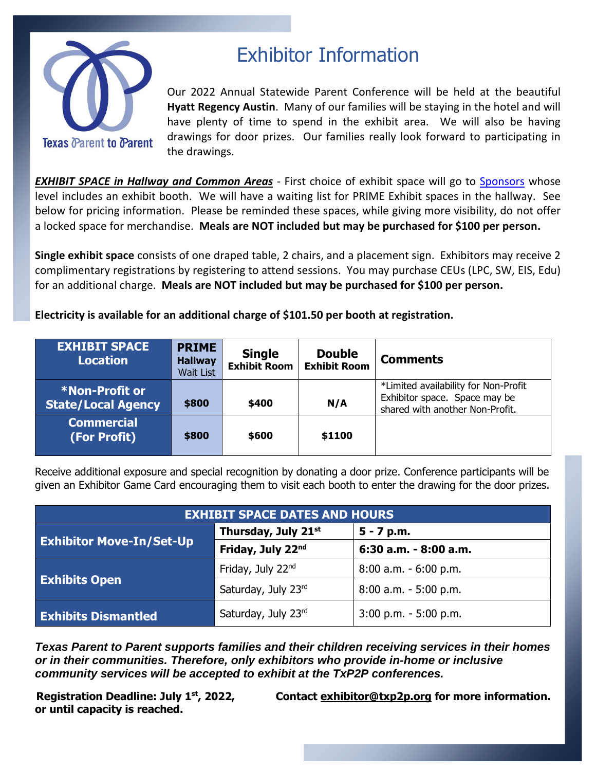Texas Parent to Parent

# Exhibitor Information

Our 2022 Annual Statewide Parent Conference will be held at the beautiful **Hyatt Regency Austin**. Many of our families will be staying in the hotel and will have plenty of time to spend in the exhibit area. We will also be having drawings for door prizes. Our families really look forward to participating in the drawings.

***EXHIBIT SPACE in Hallway and Common Areas*** - First choice of exhibit space will go to Sponsors whose level includes an exhibit booth. We will have a waiting list for PRIME Exhibit spaces in the hallway. See below for pricing information. Please be reminded these spaces, while giving more visibility, do not offer a locked space for merchandise. **Meals are NOT included but may be purchased for $100 per person.**

**Single exhibit space** consists of one draped table, 2 chairs, and a placement sign. Exhibitors may receive 2 complimentary registrations by registering to attend sessions. You may purchase CEUs (LPC, SW, EIS, Edu) for an additional charge. **Meals are NOT included but may be purchased for $100 per person.**

**Electricity is available for an additional charge of $101.50 per booth at registration.**

| EXHIBIT SPACE Location | PRIME Hallway Wait List | Single Exhibit Room | Double Exhibit Room | Comments |
|---|---|---|---|---|
| *Non-Profit or State/Local Agency | $800 | $400 | N/A | *Limited availability for Non-Profit Exhibitor space. Space may be shared with another Non-Profit. |
| Commercial (For Profit) | $800 | $600 | $1100 | |

Receive additional exposure and special recognition by donating a door prize. Conference participants will be given an Exhibitor Game Card encouraging them to visit each booth to enter the drawing for the door prizes.

| EXHIBIT SPACE DATES AND HOURS | | |
|---|---|---|
| Exhibitor Move-In/Set-Up | Thursday, July 21st | 5 - 7 p.m. |
| | Friday, July 22nd | 6:30 a.m. - 8:00 a.m. |
| Exhibits Open | Friday, July 22nd | 8:00 a.m. - 6:00 p.m. |
| | Saturday, July 23rd | 8:00 a.m. - 5:00 p.m. |
| Exhibits Dismantled | Saturday, July 23rd | 3:00 p.m. - 5:00 p.m. |

***Texas Parent to Parent supports families and their children receiving services in their homes or in their communities. Therefore, only exhibitors who provide in-home or inclusive community services will be accepted to exhibit at the TxP2P conferences.***

**Registration Deadline: July 1st, 2022, or until capacity is reached.**

**Contact exhibitor@txp2p.org for more information.**